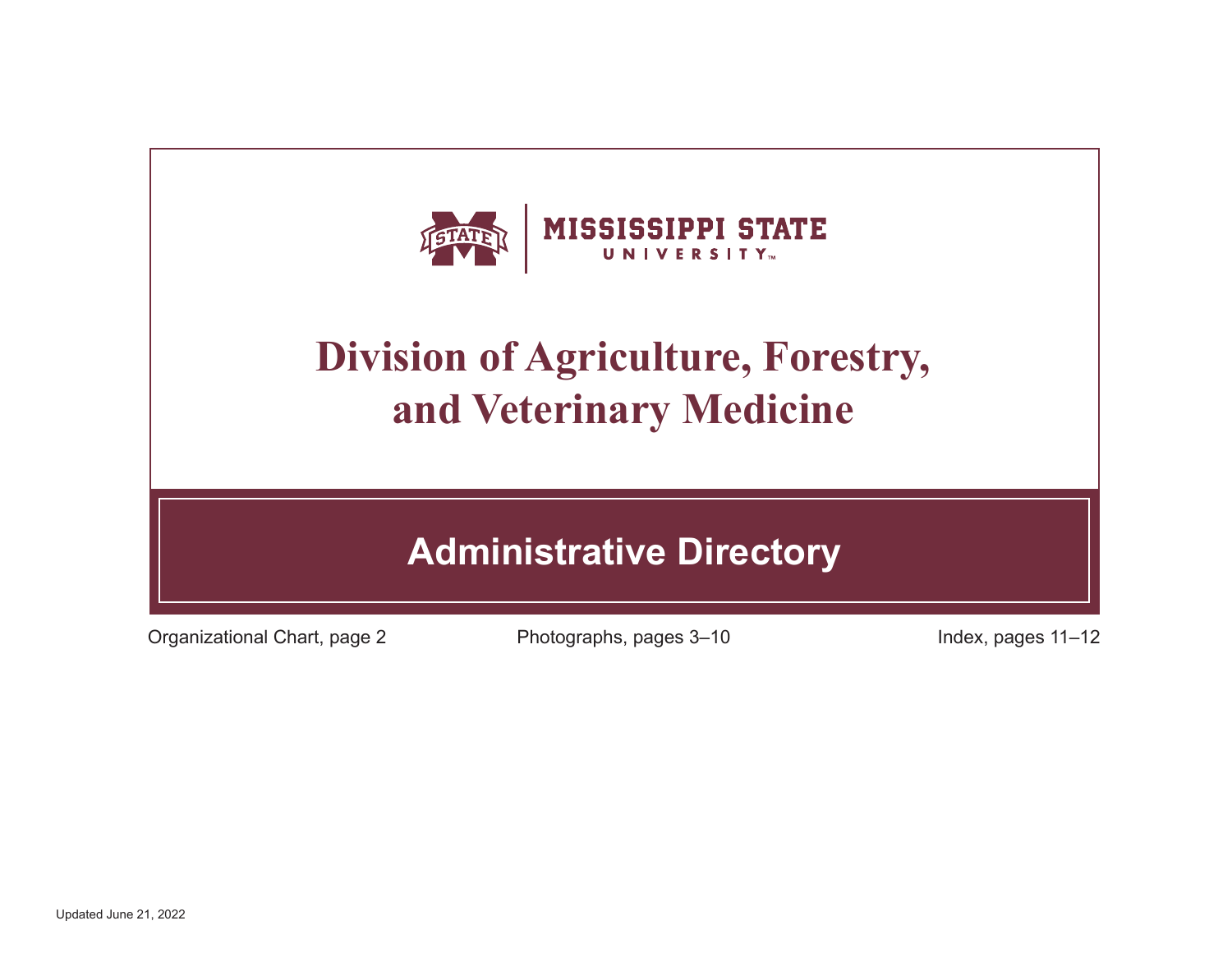MISSISSIPPI STATE UNIVERSITY

# Division of Agriculture, Forestry, and Veterinary Medicine

## Administrative Directory

Organizational Chart, page 2

Photographs, pages 3–10

Index, pages 11–12

Updated June 21, 2022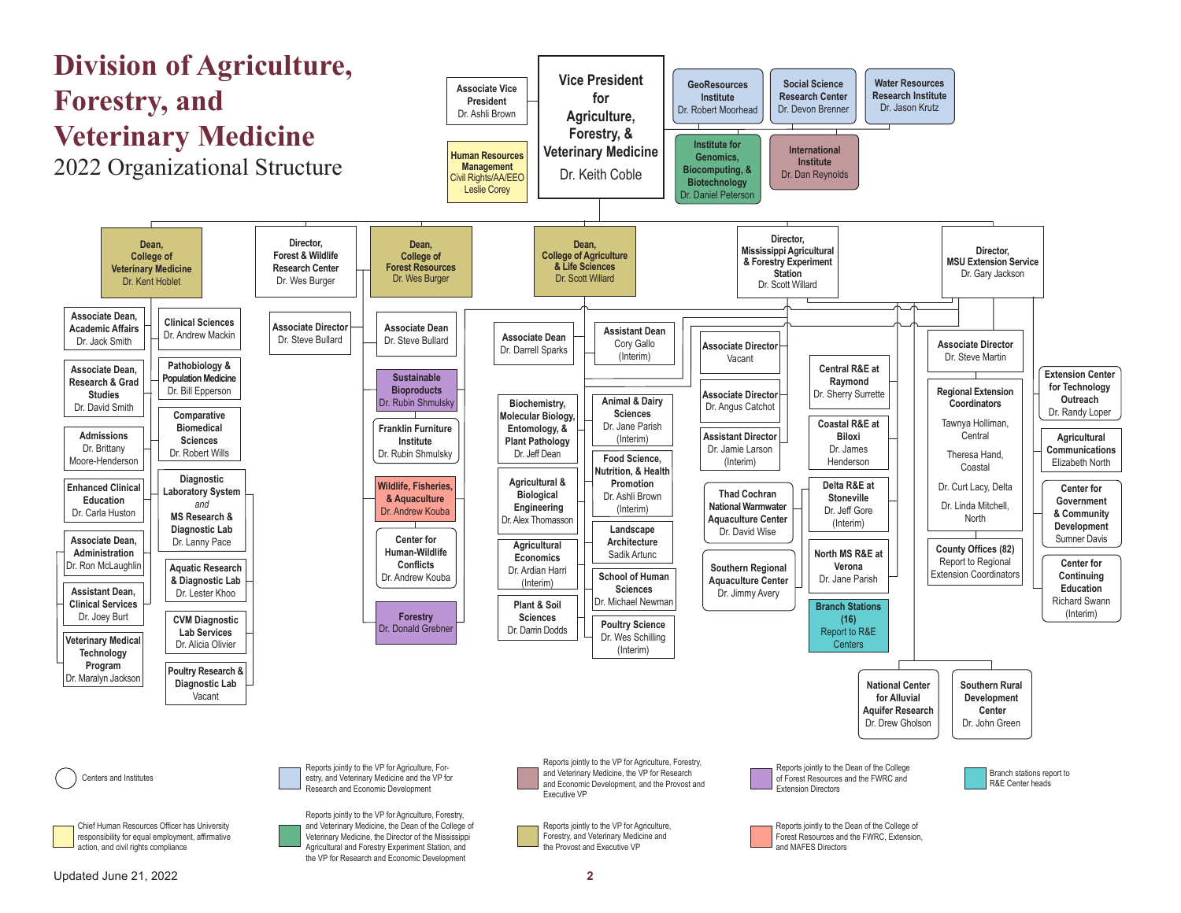# Division of Agriculture, Forestry, and Veterinary Medicine

## 2022 Organizational Structure

### Vice President for Agriculture, Forestry, & Veterinary Medicine
Dr. Keith Coble

- Associate Vice President — Dr. Ashli Brown
- Human Resources Management, Civil Rights/AA/EEO — Leslie Corey
- GeoResources Institute — Dr. Robert Moorhead
- Social Science Research Center — Dr. Devon Brenner
- Water Resources Research Institute — Dr. Jason Krutz
- Institute for Genomics, Biocomputing, & Biotechnology — Dr. Daniel Peterson
- International Institute — Dr. Dan Reynolds

### Dean, College of Veterinary Medicine — Dr. Kent Hoblet
- Associate Dean, Academic Affairs — Dr. Jack Smith
- Associate Dean, Research & Grad Studies — Dr. David Smith
- Admissions — Dr. Brittany Moore-Henderson
- Enhanced Clinical Education — Dr. Carla Huston
- Associate Dean, Administration — Dr. Ron McLaughlin
- Assistant Dean, Clinical Services — Dr. Joey Burt
- Veterinary Medical Technology Program — Dr. Maralyn Jackson
- Clinical Sciences — Dr. Andrew Mackin
- Pathobiology & Population Medicine — Dr. Bill Epperson
- Comparative Biomedical Sciences — Dr. Robert Wills
- Diagnostic Laboratory System *and* MS Research & Diagnostic Lab — Dr. Lanny Pace
  - Aquatic Research & Diagnostic Lab — Dr. Lester Khoo
  - CVM Diagnostic Lab Services — Dr. Alicia Olivier
  - Poultry Research & Diagnostic Lab — Vacant

### Director, Forest & Wildlife Research Center — Dr. Wes Burger
- Associate Director — Dr. Steve Bullard

### Dean, College of Forest Resources — Dr. Wes Burger
- Associate Dean — Dr. Steve Bullard
- Sustainable Bioproducts — Dr. Rubin Shmulsky
- Franklin Furniture Institute — Dr. Rubin Shmulsky
- Wildlife, Fisheries, & Aquaculture — Dr. Andrew Kouba
- Center for Human-Wildlife Conflicts — Dr. Andrew Kouba
- Forestry — Dr. Donald Grebner

### Dean, College of Agriculture & Life Sciences — Dr. Scott Willard
- Associate Dean — Dr. Darrell Sparks
- Assistant Dean — Cory Gallo (Interim)
- Biochemistry, Molecular Biology, Entomology, & Plant Pathology — Dr. Jeff Dean
- Agricultural & Biological Engineering — Dr. Alex Thomasson
- Agricultural Economics — Dr. Ardian Harri (Interim)
- Plant & Soil Sciences — Dr. Darrin Dodds
- Animal & Dairy Sciences — Dr. Jane Parish (Interim)
- Food Science, Nutrition, & Health Promotion — Dr. Ashli Brown (Interim)
- Landscape Architecture — Sadik Artunc
- School of Human Sciences — Dr. Michael Newman
- Poultry Science — Dr. Wes Schilling (Interim)

### Director, Mississippi Agricultural & Forestry Experiment Station — Dr. Scott Willard
- Associate Director — Vacant
- Associate Director — Dr. Angus Catchot
- Assistant Director — Dr. Jamie Larson (Interim)
- Thad Cochran National Warmwater Aquaculture Center — Dr. David Wise
- Southern Regional Aquaculture Center — Dr. Jimmy Avery
- Central R&E at Raymond — Dr. Sherry Surrette
- Coastal R&E at Biloxi — Dr. James Henderson
- Delta R&E at Stoneville — Dr. Jeff Gore (Interim)
- North MS R&E at Verona — Dr. Jane Parish
- Branch Stations (16) — Report to R&E Centers
- National Center for Alluvial Aquifer Research — Dr. Drew Gholson
- Southern Rural Development Center — Dr. John Green

### Director, MSU Extension Service — Dr. Gary Jackson
- Associate Director — Dr. Steve Martin
- Regional Extension Coordinators
  - Tawnya Holliman, Central
  - Theresa Hand, Coastal
  - Dr. Curt Lacy, Delta
  - Dr. Linda Mitchell, North
- County Offices (82) — Report to Regional Extension Coordinators
- Extension Center for Technology Outreach — Dr. Randy Loper
- Agricultural Communications — Elizabeth North
- Center for Government & Community Development — Sumner Davis
- Center for Continuing Education — Richard Swann (Interim)

### Legend
- Circle: Centers and Institutes
- Light blue: Reports jointly to the VP for Agriculture, Forestry, and Veterinary Medicine and the VP for Research and Economic Development
- Mauve: Reports jointly to the VP for Agriculture, Forestry, and Veterinary Medicine, the VP for Research and Economic Development, and the Provost and Executive VP
- Purple: Reports jointly to the Dean of the College of Forest Resources and the FWRC and Extension Directors
- Teal: Branch stations report to R&E Center heads
- Yellow: Chief Human Resources Officer has University responsibility for equal employment, affirmative action, and civil rights compliance
- Green: Reports jointly to the VP for Agriculture, Forestry, and Veterinary Medicine, the Dean of the College of Veterinary Medicine, the Director of the Mississippi Agricultural and Forestry Experiment Station, and the VP for Research and Economic Development
- Olive: Reports jointly to the VP for Agriculture, Forestry, and Veterinary Medicine and the Provost and Executive VP
- Salmon: Reports jointly to the Dean of the College of Forest Resources and the FWRC, Extension, and MAFES Directors

Updated June 21, 2022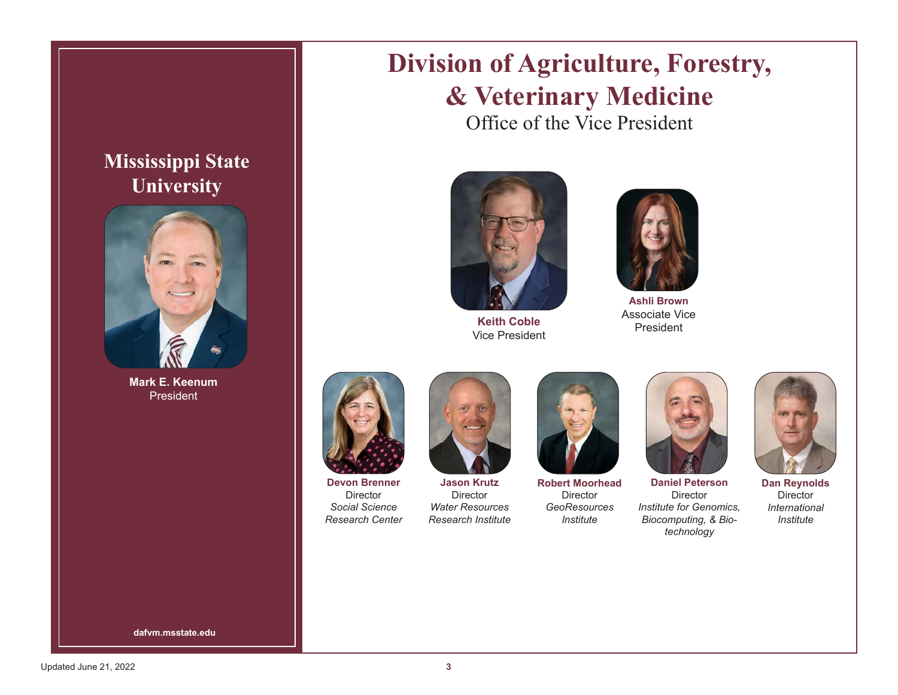## Mississippi State University

**Mark E. Keenum**
President

dafvm.msstate.edu

# Division of Agriculture, Forestry, & Veterinary Medicine

Office of the Vice President

**Keith Coble**
Vice President

**Ashli Brown**
Associate Vice President

**Devon Brenner**
Director
*Social Science Research Center*

**Jason Krutz**
Director
*Water Resources Research Institute*

**Robert Moorhead**
Director
*GeoResources Institute*

**Daniel Peterson**
Director
*Institute for Genomics, Biocomputing, & Biotechnology*

**Dan Reynolds**
Director
*International Institute*

Updated June 21, 2022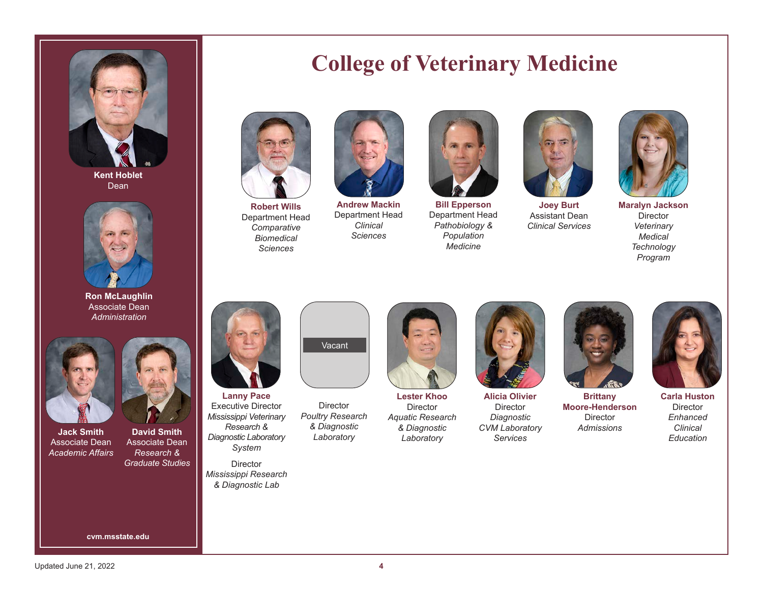# College of Veterinary Medicine

**Kent Hoblet**
Dean

**Ron McLaughlin**
Associate Dean
*Administration*

**Jack Smith**
Associate Dean
*Academic Affairs*

**David Smith**
Associate Dean
*Research & Graduate Studies*

cvm.msstate.edu

**Robert Wills**
Department Head
*Comparative Biomedical Sciences*

**Andrew Mackin**
Department Head
*Clinical Sciences*

**Bill Epperson**
Department Head
*Pathobiology & Population Medicine*

**Joey Burt**
Assistant Dean
*Clinical Services*

**Maralyn Jackson**
Director
*Veterinary Medical Technology Program*

**Lanny Pace**
Executive Director
*Mississippi Veterinary Research & Diagnostic Laboratory System*

Director
*Mississippi Research & Diagnostic Lab*

Vacant
Director
*Poultry Research & Diagnostic Laboratory*

**Lester Khoo**
Director
*Aquatic Research & Diagnostic Laboratory*

**Alicia Olivier**
Director
*Diagnostic CVM Laboratory Services*

**Brittany Moore-Henderson**
Director
*Admissions*

**Carla Huston**
Director
*Enhanced Clinical Education*

Updated June 21, 2022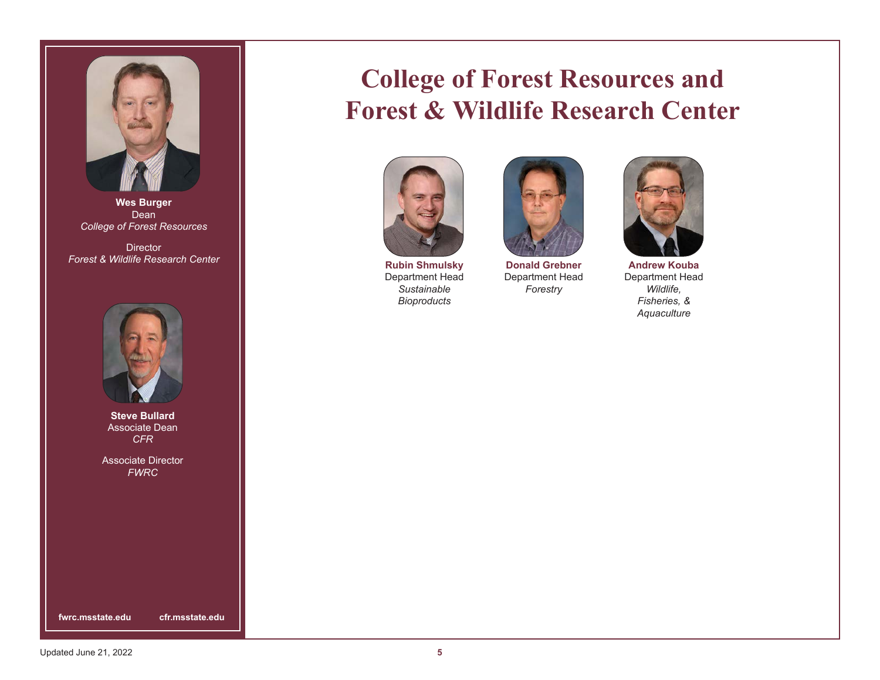# College of Forest Resources and Forest & Wildlife Research Center

**Wes Burger**
Dean
*College of Forest Resources*

Director
*Forest & Wildlife Research Center*

**Steve Bullard**
Associate Dean
*CFR*

Associate Director
*FWRC*

**fwrc.msstate.edu** **cfr.msstate.edu**

**Rubin Shmulsky**
Department Head
*Sustainable Bioproducts*

**Donald Grebner**
Department Head
*Forestry*

**Andrew Kouba**
Department Head
*Wildlife, Fisheries, & Aquaculture*

Updated June 21, 2022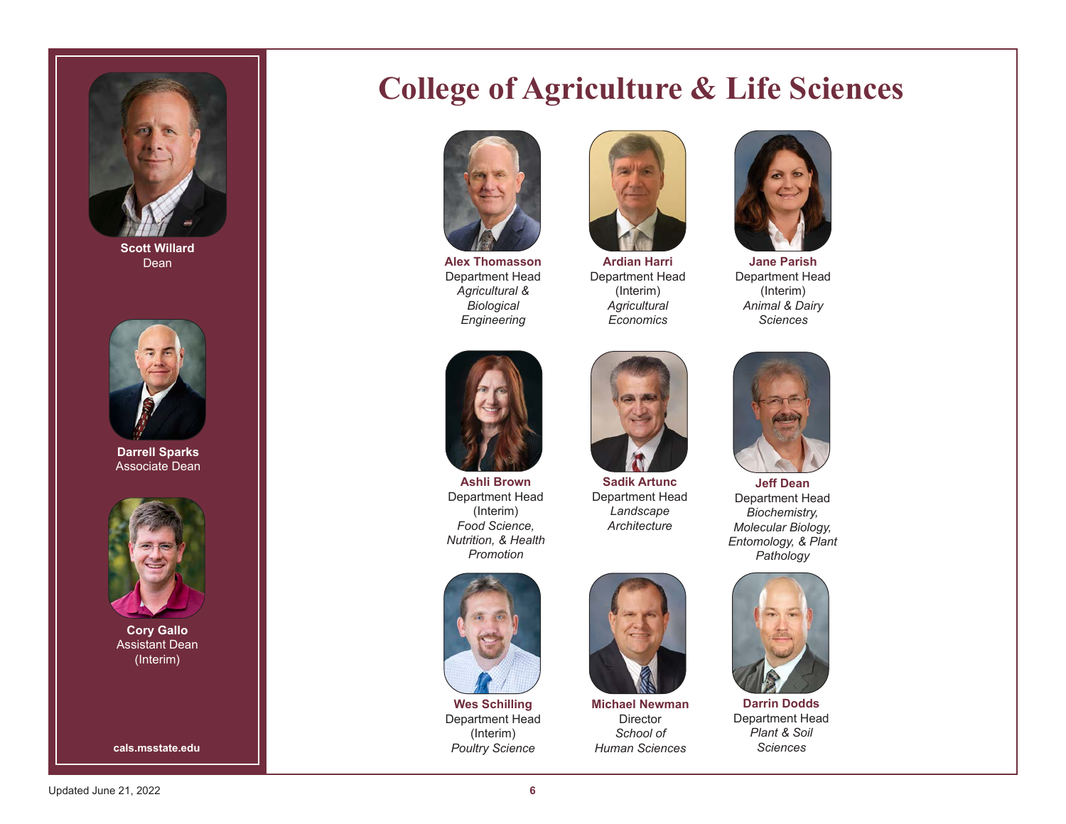# College of Agriculture & Life Sciences

**Scott Willard**
Dean

**Darrell Sparks**
Associate Dean

**Cory Gallo**
Assistant Dean
(Interim)

**cals.msstate.edu**

**Alex Thomasson**
Department Head
*Agricultural & Biological Engineering*

**Ardian Harri**
Department Head
(Interim)
*Agricultural Economics*

**Jane Parish**
Department Head
(Interim)
*Animal & Dairy Sciences*

**Ashli Brown**
Department Head
(Interim)
*Food Science, Nutrition, & Health Promotion*

**Sadik Artunc**
Department Head
*Landscape Architecture*

**Jeff Dean**
Department Head
*Biochemistry, Molecular Biology, Entomology, & Plant Pathology*

**Wes Schilling**
Department Head
(Interim)
*Poultry Science*

**Michael Newman**
Director
*School of Human Sciences*

**Darrin Dodds**
Department Head
*Plant & Soil Sciences*

Updated June 21, 2022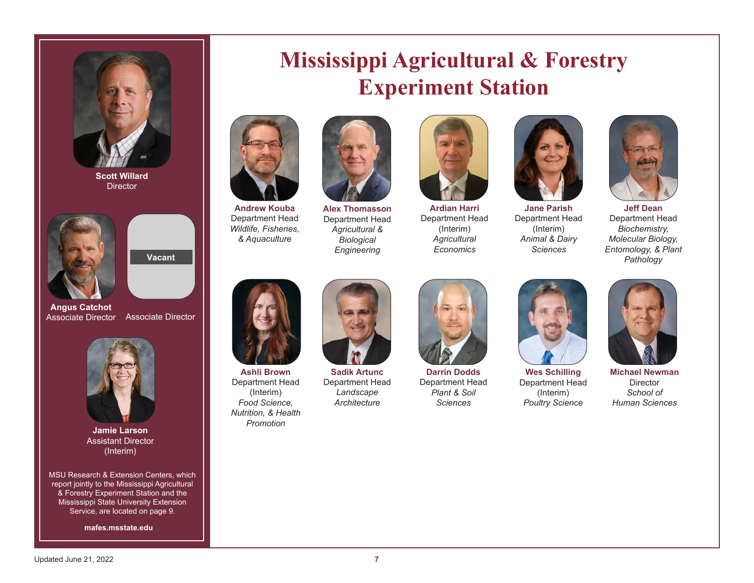# Mississippi Agricultural & Forestry Experiment Station

**Scott Willard**
Director

**Angus Catchot**
Associate Director

Vacant
Associate Director

**Jamie Larson**
Assistant Director (Interim)

MSU Research & Extension Centers, which report jointly to the Mississippi Agricultural & Forestry Experiment Station and the Mississippi State University Extension Service, are located on page 9.

**mafes.msstate.edu**

**Andrew Kouba**
Department Head
*Wildlife, Fisheries, & Aquaculture*

**Alex Thomasson**
Department Head
*Agricultural & Biological Engineering*

**Ardian Harri**
Department Head (Interim)
*Agricultural Economics*

**Jane Parish**
Department Head (Interim)
*Animal & Dairy Sciences*

**Jeff Dean**
Department Head
*Biochemistry, Molecular Biology, Entomology, & Plant Pathology*

**Ashli Brown**
Department Head (Interim)
*Food Science, Nutrition, & Health Promotion*

**Sadik Artunc**
Department Head
*Landscape Architecture*

**Darrin Dodds**
Department Head
*Plant & Soil Sciences*

**Wes Schilling**
Department Head (Interim)
*Poultry Science*

**Michael Newman**
Director
*School of Human Sciences*

Updated June 21, 2022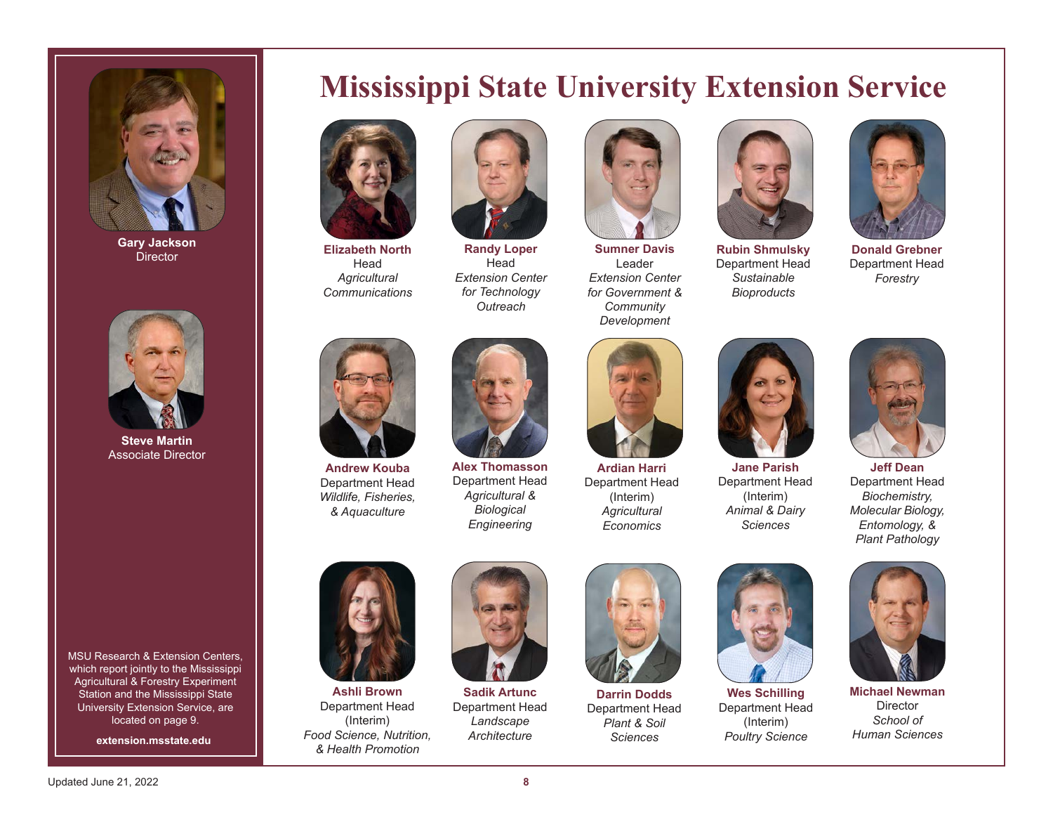# Mississippi State University Extension Service

**Gary Jackson**
Director

**Steve Martin**
Associate Director

MSU Research & Extension Centers, which report jointly to the Mississippi Agricultural & Forestry Experiment Station and the Mississippi State University Extension Service, are located on page 9.

**extension.msstate.edu**

**Elizabeth North**
Head
*Agricultural Communications*

**Randy Loper**
Head
*Extension Center for Technology Outreach*

**Sumner Davis**
Leader
*Extension Center for Government & Community Development*

**Rubin Shmulsky**
Department Head
*Sustainable Bioproducts*

**Donald Grebner**
Department Head
*Forestry*

**Andrew Kouba**
Department Head
*Wildlife, Fisheries, & Aquaculture*

**Alex Thomasson**
Department Head
*Agricultural & Biological Engineering*

**Ardian Harri**
Department Head
(Interim)
*Agricultural Economics*

**Jane Parish**
Department Head
(Interim)
*Animal & Dairy Sciences*

**Jeff Dean**
Department Head
*Biochemistry, Molecular Biology, Entomology, & Plant Pathology*

**Ashli Brown**
Department Head
(Interim)
*Food Science, Nutrition, & Health Promotion*

**Sadik Artunc**
Department Head
*Landscape Architecture*

**Darrin Dodds**
Department Head
*Plant & Soil Sciences*

**Wes Schilling**
Department Head
(Interim)
*Poultry Science*

**Michael Newman**
Director
*School of Human Sciences*

Updated June 21, 2022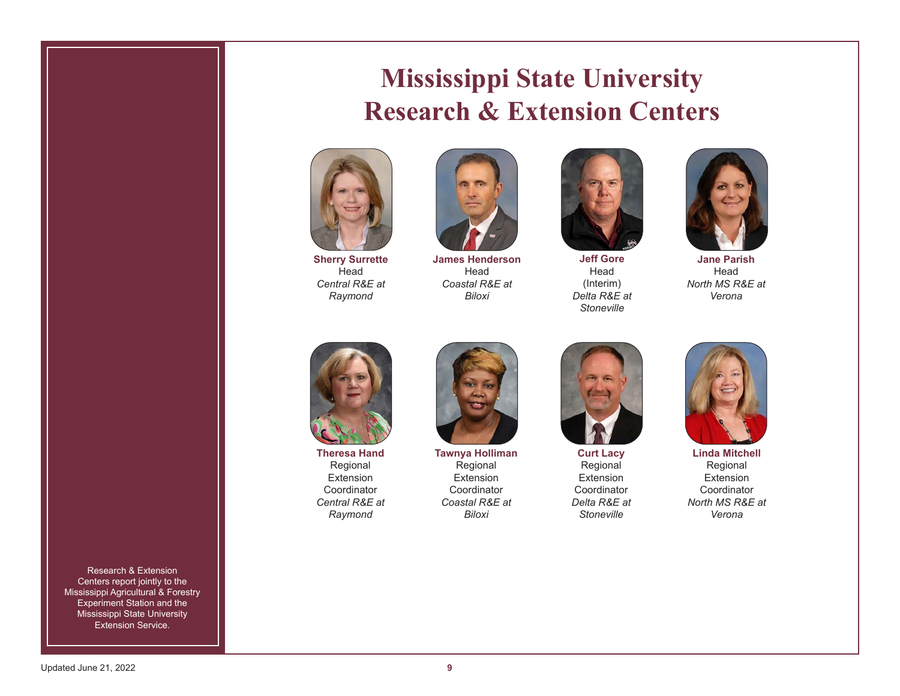# Mississippi State University Research & Extension Centers

**Sherry Surrette**
Head
*Central R&E at Raymond*

**James Henderson**
Head
*Coastal R&E at Biloxi*

**Jeff Gore**
Head (Interim)
*Delta R&E at Stoneville*

**Jane Parish**
Head
*North MS R&E at Verona*

**Theresa Hand**
Regional Extension Coordinator
*Central R&E at Raymond*

**Tawnya Holliman**
Regional Extension Coordinator
*Coastal R&E at Biloxi*

**Curt Lacy**
Regional Extension Coordinator
*Delta R&E at Stoneville*

**Linda Mitchell**
Regional Extension Coordinator
*North MS R&E at Verona*

Research & Extension Centers report jointly to the Mississippi Agricultural & Forestry Experiment Station and the Mississippi State University Extension Service.

Updated June 21, 2022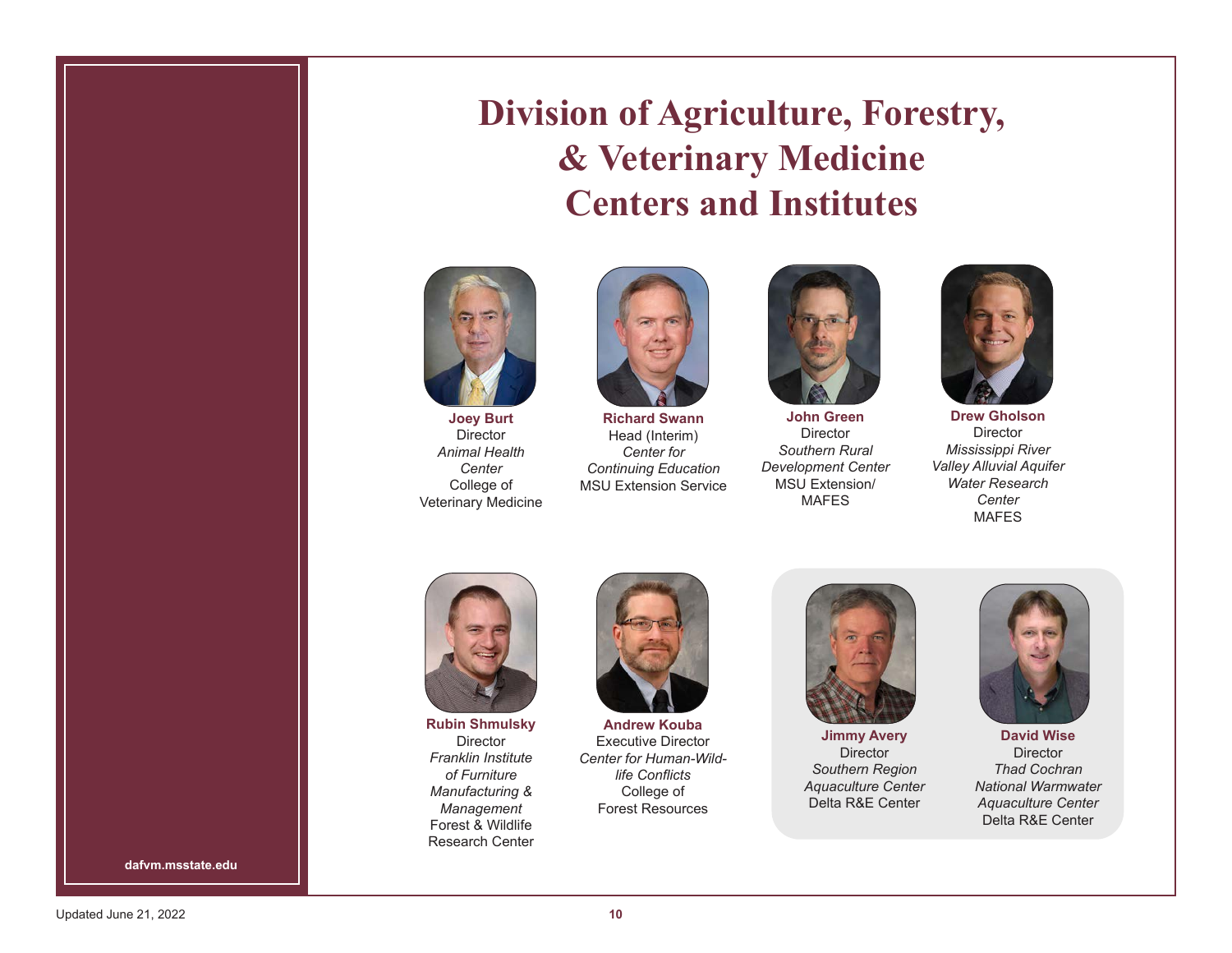# Division of Agriculture, Forestry, & Veterinary Medicine Centers and Institutes

**Joey Burt**
Director
*Animal Health Center*
College of Veterinary Medicine

**Richard Swann**
Head (Interim)
*Center for Continuing Education*
MSU Extension Service

**John Green**
Director
*Southern Rural Development Center*
MSU Extension/ MAFES

**Drew Gholson**
Director
*Mississippi River Valley Alluvial Aquifer Water Research Center*
MAFES

**Rubin Shmulsky**
Director
*Franklin Institute of Furniture Manufacturing & Management*
Forest & Wildlife Research Center

**Andrew Kouba**
Executive Director
*Center for Human-Wildlife Conflicts*
College of Forest Resources

**Jimmy Avery**
Director
*Southern Region Aquaculture Center*
Delta R&E Center

**David Wise**
Director
*Thad Cochran National Warmwater Aquaculture Center*
Delta R&E Center

dafvm.msstate.edu

Updated June 21, 2022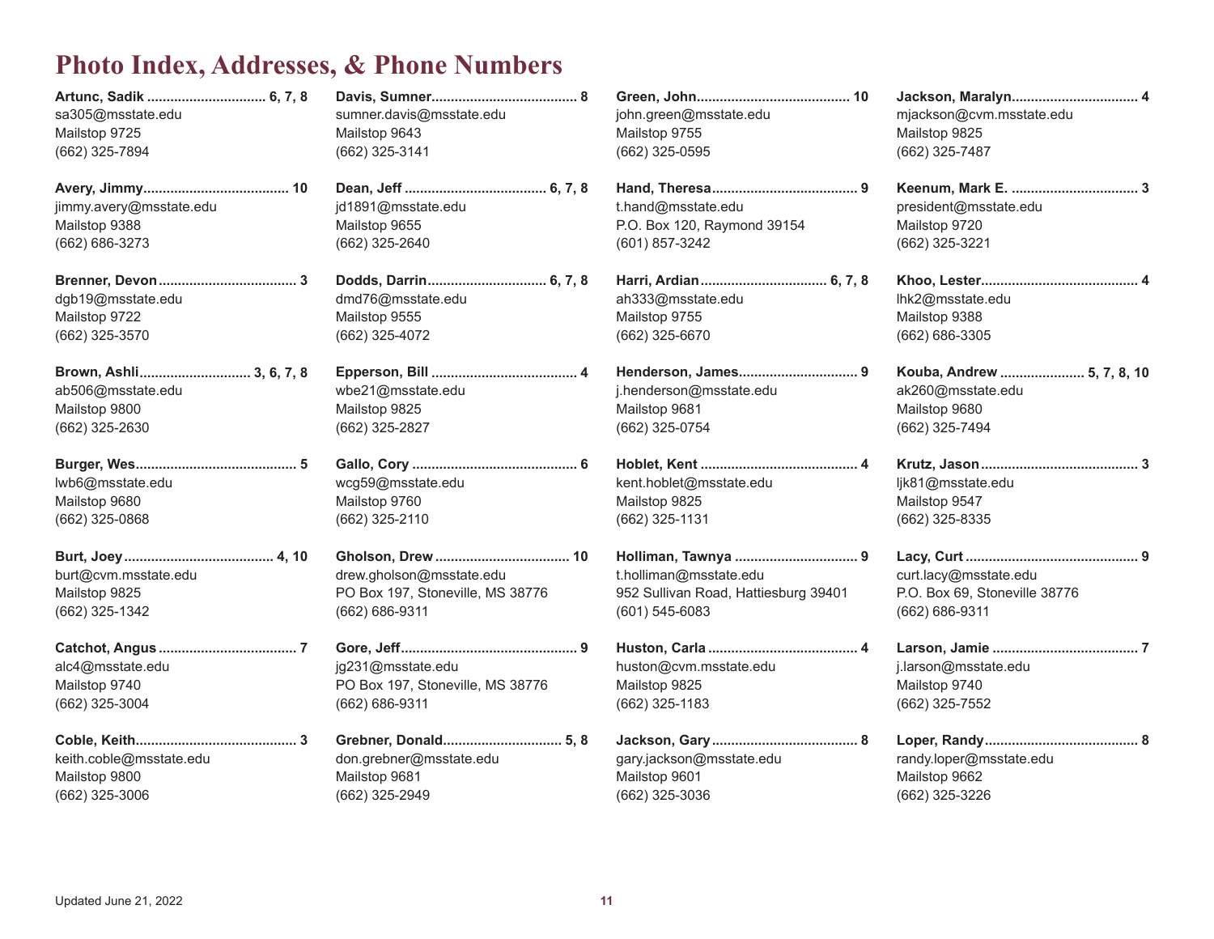# Photo Index, Addresses, & Phone Numbers

**Artunc, Sadik .............................. 6, 7, 8**
sa305@msstate.edu
Mailstop 9725
(662) 325-7894

**Avery, Jimmy..................................... 10**
jimmy.avery@msstate.edu
Mailstop 9388
(662) 686-3273

**Brenner, Devon.................................... 3**
dgb19@msstate.edu
Mailstop 9722
(662) 325-3570

**Brown, Ashli............................ 3, 6, 7, 8**
ab506@msstate.edu
Mailstop 9800
(662) 325-2630

**Burger, Wes.......................................... 5**
lwb6@msstate.edu
Mailstop 9680
(662) 325-0868

**Burt, Joey...................................... 4, 10**
burt@cvm.msstate.edu
Mailstop 9825
(662) 325-1342

**Catchot, Angus.................................... 7**
alc4@msstate.edu
Mailstop 9740
(662) 325-3004

**Coble, Keith.......................................... 3**
keith.coble@msstate.edu
Mailstop 9800
(662) 325-3006

**Davis, Sumner...................................... 8**
sumner.davis@msstate.edu
Mailstop 9643
(662) 325-3141

**Dean, Jeff .................................... 6, 7, 8**
jd1891@msstate.edu
Mailstop 9655
(662) 325-2640

**Dodds, Darrin.............................. 6, 7, 8**
dmd76@msstate.edu
Mailstop 9555
(662) 325-4072

**Epperson, Bill ...................................... 4**
wbe21@msstate.edu
Mailstop 9825
(662) 325-2827

**Gallo, Cory ........................................... 6**
wcg59@msstate.edu
Mailstop 9760
(662) 325-2110

**Gholson, Drew .................................. 10**
drew.gholson@msstate.edu
PO Box 197, Stoneville, MS 38776
(662) 686-9311

**Gore, Jeff............................................. 9**
jg231@msstate.edu
PO Box 197, Stoneville, MS 38776
(662) 686-9311

**Grebner, Donald.............................. 5, 8**
don.grebner@msstate.edu
Mailstop 9681
(662) 325-2949

**Green, John....................................... 10**
john.green@msstate.edu
Mailstop 9755
(662) 325-0595

**Hand, Theresa...................................... 9**
t.hand@msstate.edu
P.O. Box 120, Raymond 39154
(601) 857-3242

**Harri, Ardian................................ 6, 7, 8**
ah333@msstate.edu
Mailstop 9755
(662) 325-6670

**Henderson, James.............................. 9**
j.henderson@msstate.edu
Mailstop 9681
(662) 325-0754

**Hoblet, Kent ......................................... 4**
kent.hoblet@msstate.edu
Mailstop 9825
(662) 325-1131

**Holliman, Tawnya ............................... 9**
t.holliman@msstate.edu
952 Sullivan Road, Hattiesburg 39401
(601) 545-6083

**Huston, Carla ....................................... 4**
huston@cvm.msstate.edu
Mailstop 9825
(662) 325-1183

**Jackson, Gary...................................... 8**
gary.jackson@msstate.edu
Mailstop 9601
(662) 325-3036

**Jackson, Maralyn................................. 4**
mjackson@cvm.msstate.edu
Mailstop 9825
(662) 325-7487

**Keenum, Mark E. ................................. 3**
president@msstate.edu
Mailstop 9720
(662) 325-3221

**Khoo, Lester......................................... 4**
lhk2@msstate.edu
Mailstop 9388
(662) 686-3305

**Kouba, Andrew ...................... 5, 7, 8, 10**
ak260@msstate.edu
Mailstop 9680
(662) 325-7494

**Krutz, Jason......................................... 3**
ljk81@msstate.edu
Mailstop 9547
(662) 325-8335

**Lacy, Curt............................................. 9**
curt.lacy@msstate.edu
P.O. Box 69, Stoneville 38776
(662) 686-9311

**Larson, Jamie ...................................... 7**
j.larson@msstate.edu
Mailstop 9740
(662) 325-7552

**Loper, Randy........................................ 8**
randy.loper@msstate.edu
Mailstop 9662
(662) 325-3226

Updated June 21, 2022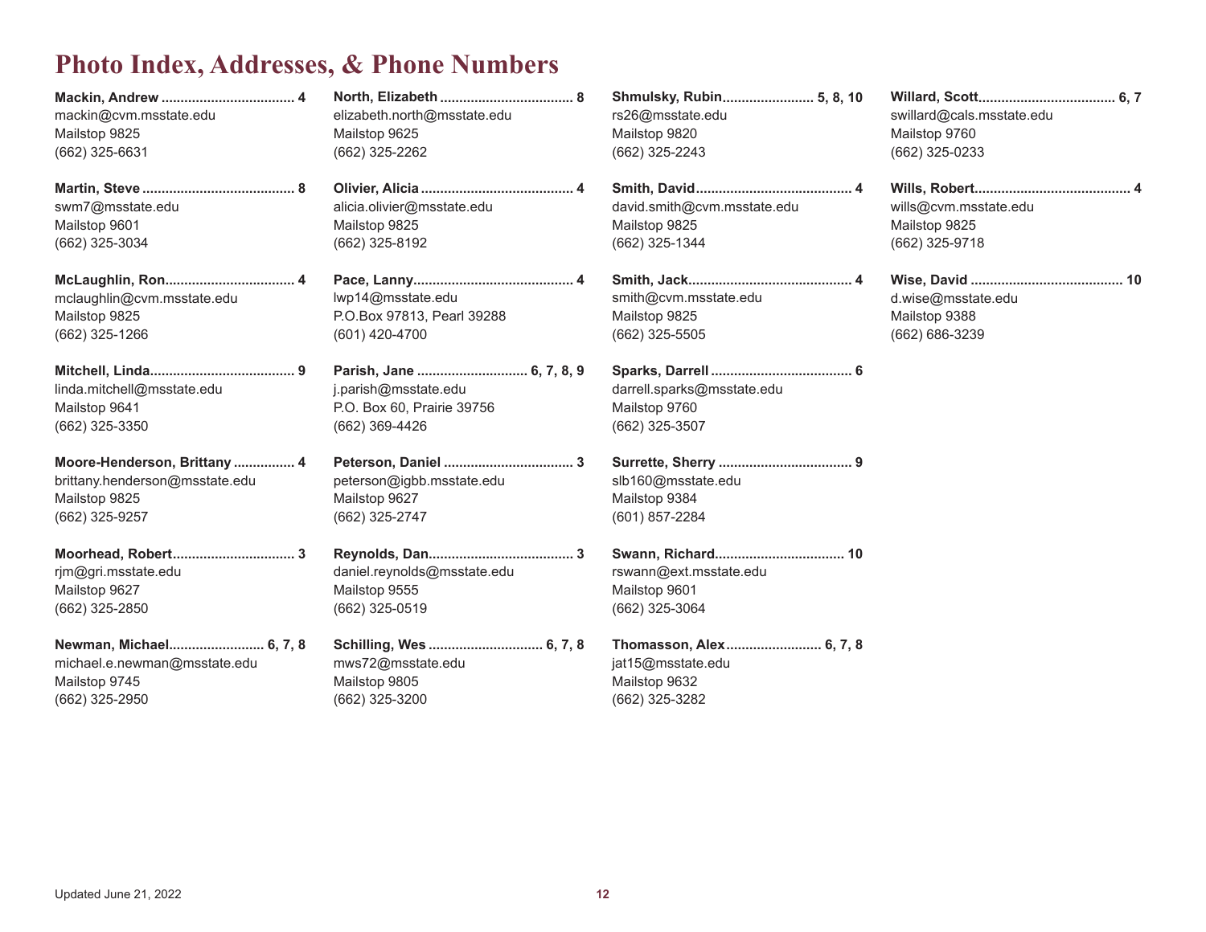# Photo Index, Addresses, & Phone Numbers

**Mackin, Andrew .................................. 4**
mackin@cvm.msstate.edu
Mailstop 9825
(662) 325-6631

**Martin, Steve ....................................... 8**
swm7@msstate.edu
Mailstop 9601
(662) 325-3034

**McLaughlin, Ron................................. 4**
mclaughlin@cvm.msstate.edu
Mailstop 9825
(662) 325-1266

**Mitchell, Linda..................................... 9**
linda.mitchell@msstate.edu
Mailstop 9641
(662) 325-3350

**Moore-Henderson, Brittany ................ 4**
brittany.henderson@msstate.edu
Mailstop 9825
(662) 325-9257

**Moorhead, Robert................................ 3**
rjm@gri.msstate.edu
Mailstop 9627
(662) 325-2850

**Newman, Michael......................... 6, 7, 8**
michael.e.newman@msstate.edu
Mailstop 9745
(662) 325-2950

**North, Elizabeth .................................. 8**
elizabeth.north@msstate.edu
Mailstop 9625
(662) 325-2262

**Olivier, Alicia ....................................... 4**
alicia.olivier@msstate.edu
Mailstop 9825
(662) 325-8192

**Pace, Lanny.......................................... 4**
lwp14@msstate.edu
P.O.Box 97813, Pearl 39288
(601) 420-4700

**Parish, Jane ............................ 6, 7, 8, 9**
j.parish@msstate.edu
P.O. Box 60, Prairie 39756
(662) 369-4426

**Peterson, Daniel ................................. 3**
peterson@igbb.msstate.edu
Mailstop 9627
(662) 325-2747

**Reynolds, Dan..................................... 3**
daniel.reynolds@msstate.edu
Mailstop 9555
(662) 325-0519

**Schilling, Wes ............................. 6, 7, 8**
mws72@msstate.edu
Mailstop 9805
(662) 325-3200

**Shmulsky, Rubin....................... 5, 8, 10**
rs26@msstate.edu
Mailstop 9820
(662) 325-2243

**Smith, David......................................... 4**
david.smith@cvm.msstate.edu
Mailstop 9825
(662) 325-1344

**Smith, Jack........................................... 4**
smith@cvm.msstate.edu
Mailstop 9825
(662) 325-5505

**Sparks, Darrell .................................... 6**
darrell.sparks@msstate.edu
Mailstop 9760
(662) 325-3507

**Surrette, Sherry .................................. 9**
slb160@msstate.edu
Mailstop 9384
(601) 857-2284

**Swann, Richard................................. 10**
rswann@ext.msstate.edu
Mailstop 9601
(662) 325-3064

**Thomasson, Alex......................... 6, 7, 8**
jat15@msstate.edu
Mailstop 9632
(662) 325-3282

**Willard, Scott.................................... 6, 7**
swillard@cals.msstate.edu
Mailstop 9760
(662) 325-0233

**Wills, Robert......................................... 4**
wills@cvm.msstate.edu
Mailstop 9825
(662) 325-9718

**Wise, David ....................................... 10**
d.wise@msstate.edu
Mailstop 9388
(662) 686-3239

Updated June 21, 2022